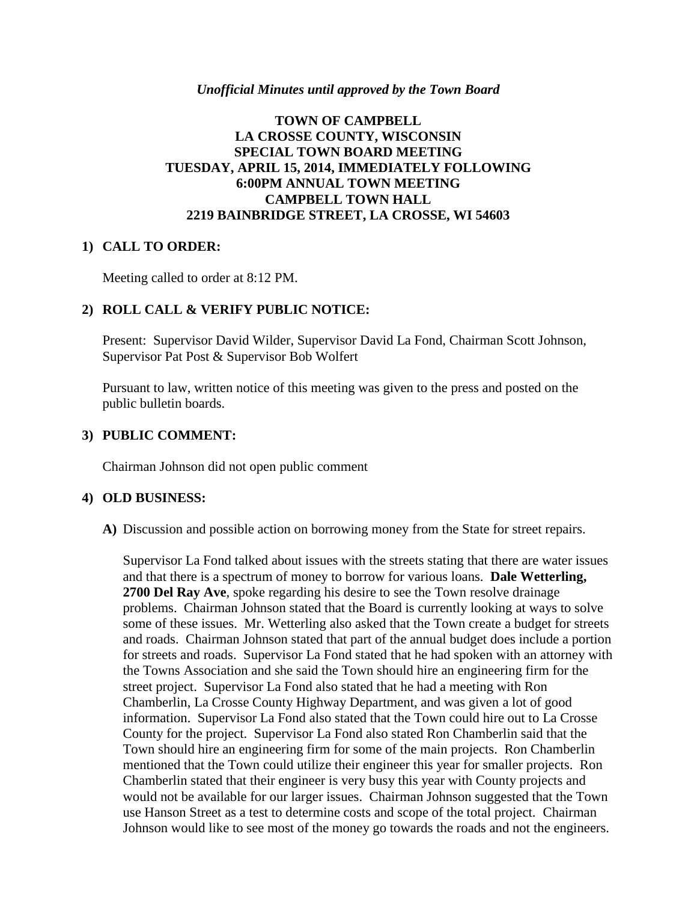*Unofficial Minutes until approved by the Town Board*

# TOWN OF CAMPBELL
# LA CROSSE COUNTY, WISCONSIN
# SPECIAL TOWN BOARD MEETING
# TUESDAY, APRIL 15, 2014, IMMEDIATELY FOLLOWING 6:00PM ANNUAL TOWN MEETING
# CAMPBELL TOWN HALL
# 2219 BAINBRIDGE STREET, LA CROSSE, WI 54603

## 1) CALL TO ORDER:

Meeting called to order at 8:12 PM.

## 2) ROLL CALL & VERIFY PUBLIC NOTICE:

Present: Supervisor David Wilder, Supervisor David La Fond, Chairman Scott Johnson, Supervisor Pat Post & Supervisor Bob Wolfert

Pursuant to law, written notice of this meeting was given to the press and posted on the public bulletin boards.

## 3) PUBLIC COMMENT:

Chairman Johnson did not open public comment

## 4) OLD BUSINESS:

**A)** Discussion and possible action on borrowing money from the State for street repairs.

Supervisor La Fond talked about issues with the streets stating that there are water issues and that there is a spectrum of money to borrow for various loans. **Dale Wetterling, 2700 Del Ray Ave**, spoke regarding his desire to see the Town resolve drainage problems. Chairman Johnson stated that the Board is currently looking at ways to solve some of these issues. Mr. Wetterling also asked that the Town create a budget for streets and roads. Chairman Johnson stated that part of the annual budget does include a portion for streets and roads. Supervisor La Fond stated that he had spoken with an attorney with the Towns Association and she said the Town should hire an engineering firm for the street project. Supervisor La Fond also stated that he had a meeting with Ron Chamberlin, La Crosse County Highway Department, and was given a lot of good information. Supervisor La Fond also stated that the Town could hire out to La Crosse County for the project. Supervisor La Fond also stated Ron Chamberlin said that the Town should hire an engineering firm for some of the main projects. Ron Chamberlin mentioned that the Town could utilize their engineer this year for smaller projects. Ron Chamberlin stated that their engineer is very busy this year with County projects and would not be available for our larger issues. Chairman Johnson suggested that the Town use Hanson Street as a test to determine costs and scope of the total project. Chairman Johnson would like to see most of the money go towards the roads and not the engineers.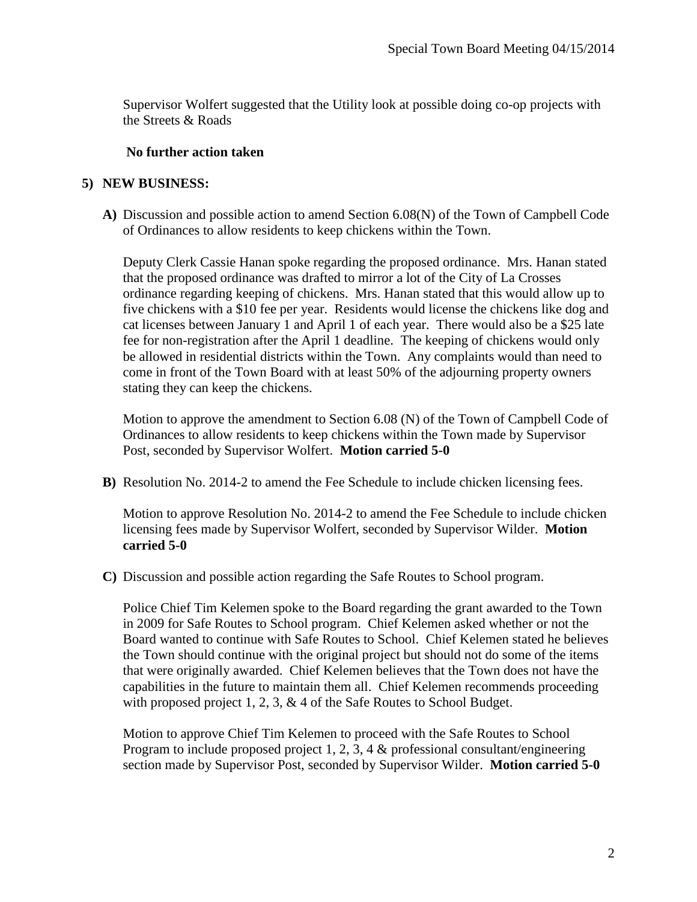Supervisor Wolfert suggested that the Utility look at possible doing co-op projects with the Streets & Roads

**No further action taken**

**5) NEW BUSINESS:**

**A)** Discussion and possible action to amend Section 6.08(N) of the Town of Campbell Code of Ordinances to allow residents to keep chickens within the Town.

Deputy Clerk Cassie Hanan spoke regarding the proposed ordinance. Mrs. Hanan stated that the proposed ordinance was drafted to mirror a lot of the City of La Crosses ordinance regarding keeping of chickens. Mrs. Hanan stated that this would allow up to five chickens with a $10 fee per year. Residents would license the chickens like dog and cat licenses between January 1 and April 1 of each year. There would also be a $25 late fee for non-registration after the April 1 deadline. The keeping of chickens would only be allowed in residential districts within the Town. Any complaints would than need to come in front of the Town Board with at least 50% of the adjourning property owners stating they can keep the chickens.

Motion to approve the amendment to Section 6.08 (N) of the Town of Campbell Code of Ordinances to allow residents to keep chickens within the Town made by Supervisor Post, seconded by Supervisor Wolfert. **Motion carried 5-0**

**B)** Resolution No. 2014-2 to amend the Fee Schedule to include chicken licensing fees.

Motion to approve Resolution No. 2014-2 to amend the Fee Schedule to include chicken licensing fees made by Supervisor Wolfert, seconded by Supervisor Wilder. **Motion carried 5-0**

**C)** Discussion and possible action regarding the Safe Routes to School program.

Police Chief Tim Kelemen spoke to the Board regarding the grant awarded to the Town in 2009 for Safe Routes to School program. Chief Kelemen asked whether or not the Board wanted to continue with Safe Routes to School. Chief Kelemen stated he believes the Town should continue with the original project but should not do some of the items that were originally awarded. Chief Kelemen believes that the Town does not have the capabilities in the future to maintain them all. Chief Kelemen recommends proceeding with proposed project 1, 2, 3, & 4 of the Safe Routes to School Budget.

Motion to approve Chief Tim Kelemen to proceed with the Safe Routes to School Program to include proposed project 1, 2, 3, 4 & professional consultant/engineering section made by Supervisor Post, seconded by Supervisor Wilder. **Motion carried 5-0**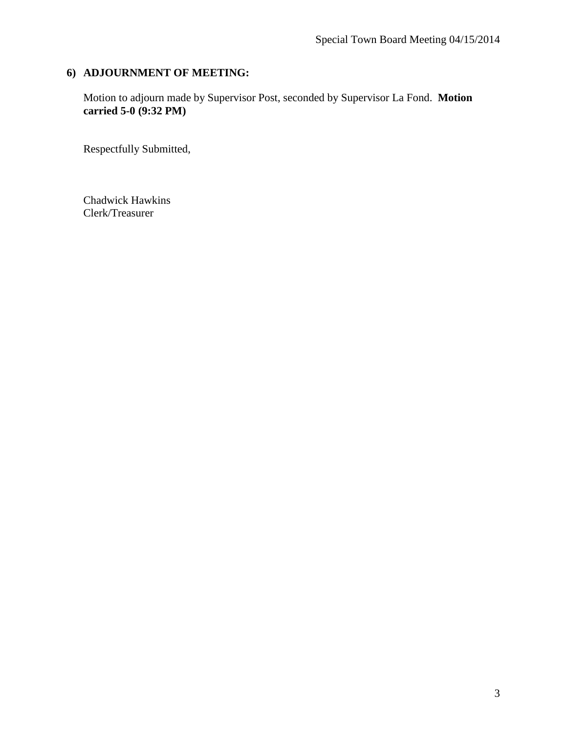## 6) ADJOURNMENT OF MEETING:

Motion to adjourn made by Supervisor Post, seconded by Supervisor La Fond. **Motion carried 5-0 (9:32 PM)**

Respectfully Submitted,

Chadwick Hawkins
Clerk/Treasurer